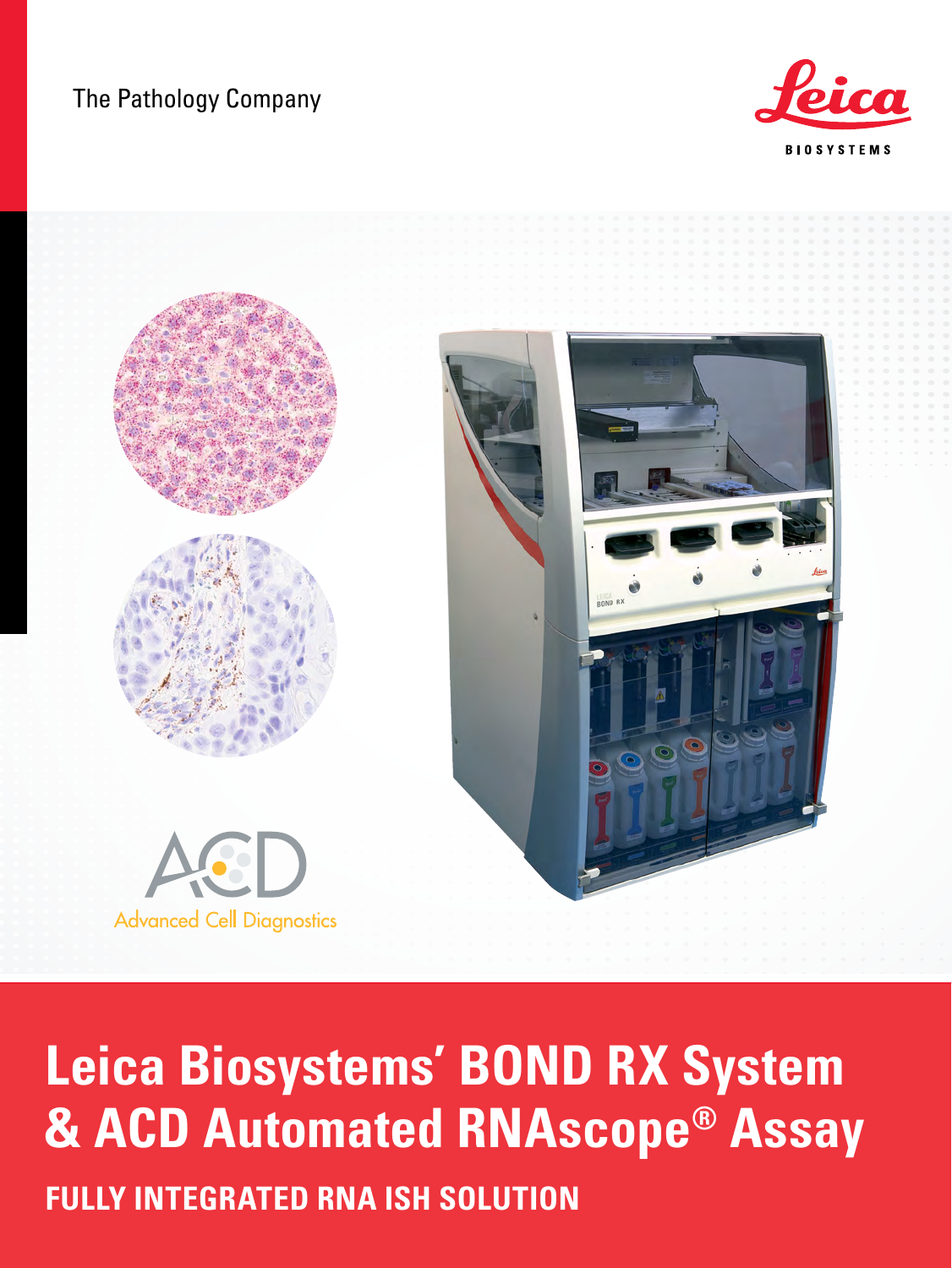The Pathology Company

Leica BIOSYSTEMS

ACD Advanced Cell Diagnostics

# Leica Biosystems' BOND RX System & ACD Automated RNAscope® Assay

## FULLY INTEGRATED RNA ISH SOLUTION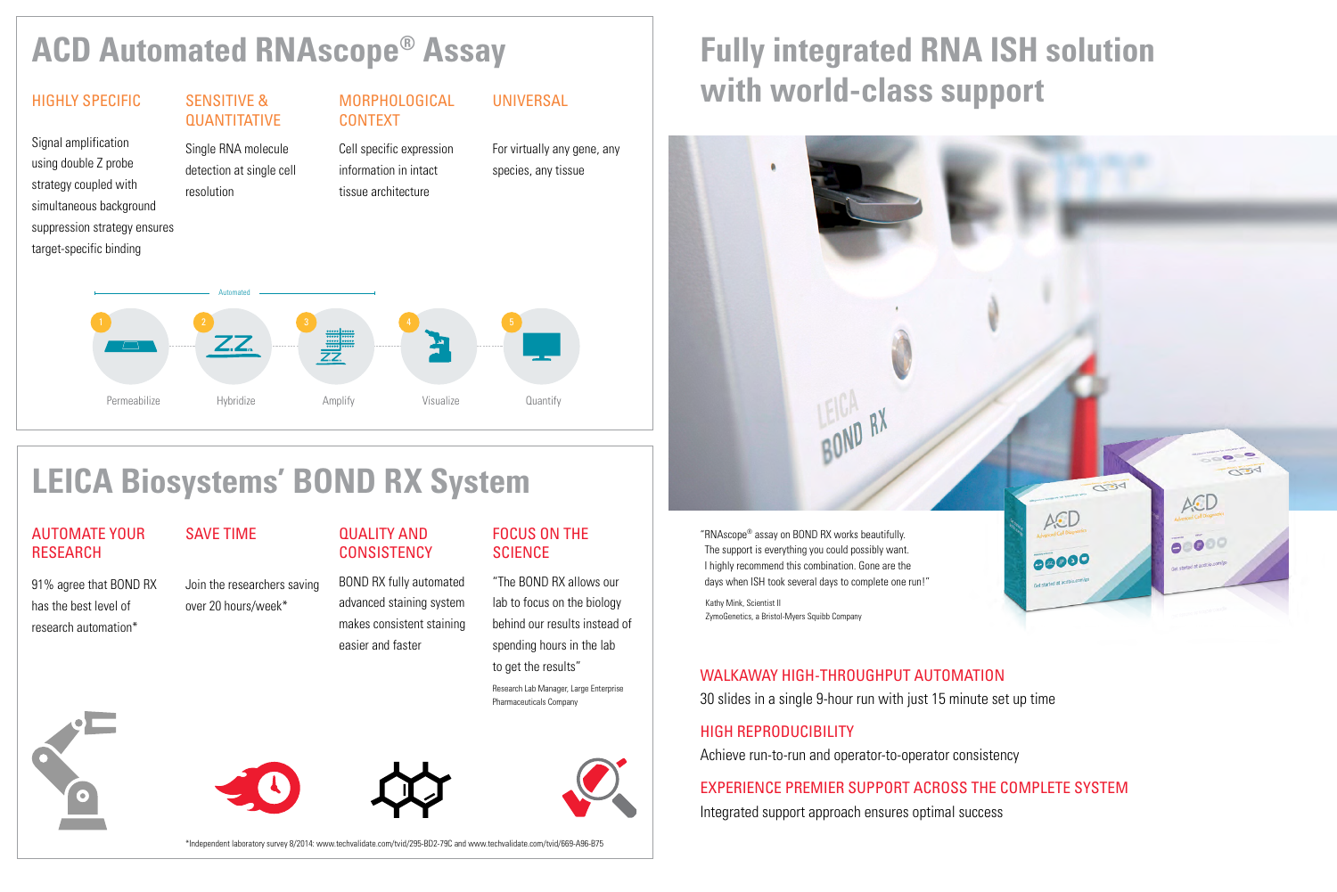# ACD Automated RNAscope® Assay

### HIGHLY SPECIFIC

Signal amplification using double Z probe strategy coupled with simultaneous background suppression strategy ensures target-specific binding

### SENSITIVE & QUANTITATIVE

Single RNA molecule detection at single cell resolution

### MORPHOLOGICAL CONTEXT

Cell specific expression information in intact tissue architecture

### UNIVERSAL

For virtually any gene, any species, any tissue

Automated

1. Permeabilize
2. Hybridize
3. Amplify
4. Visualize
5. Quantify

# LEICA Biosystems' BOND RX System

### AUTOMATE YOUR RESEARCH

91% agree that BOND RX has the best level of research automation*

### SAVE TIME

Join the researchers saving over 20 hours/week*

### QUALITY AND CONSISTENCY

BOND RX fully automated advanced staining system makes consistent staining easier and faster

### FOCUS ON THE SCIENCE

"The BOND RX allows our lab to focus on the biology behind our results instead of spending hours in the lab to get the results"

Research Lab Manager, Large Enterprise Pharmaceuticals Company

*Independent laboratory survey 8/2014: www.techvalidate.com/tvid/295-BD2-79C and www.techvalidate.com/tvid/669-A96-B75

# Fully integrated RNA ISH solution with world-class support

"RNAscope® assay on BOND RX works beautifully. The support is everything you could possibly want. I highly recommend this combination. Gone are the days when ISH took several days to complete one run!"

Kathy Mink, Scientist II
ZymoGenetics, a Bristol-Myers Squibb Company

### WALKAWAY HIGH-THROUGHPUT AUTOMATION

30 slides in a single 9-hour run with just 15 minute set up time

### HIGH REPRODUCIBILITY

Achieve run-to-run and operator-to-operator consistency

### EXPERIENCE PREMIER SUPPORT ACROSS THE COMPLETE SYSTEM

Integrated support approach ensures optimal success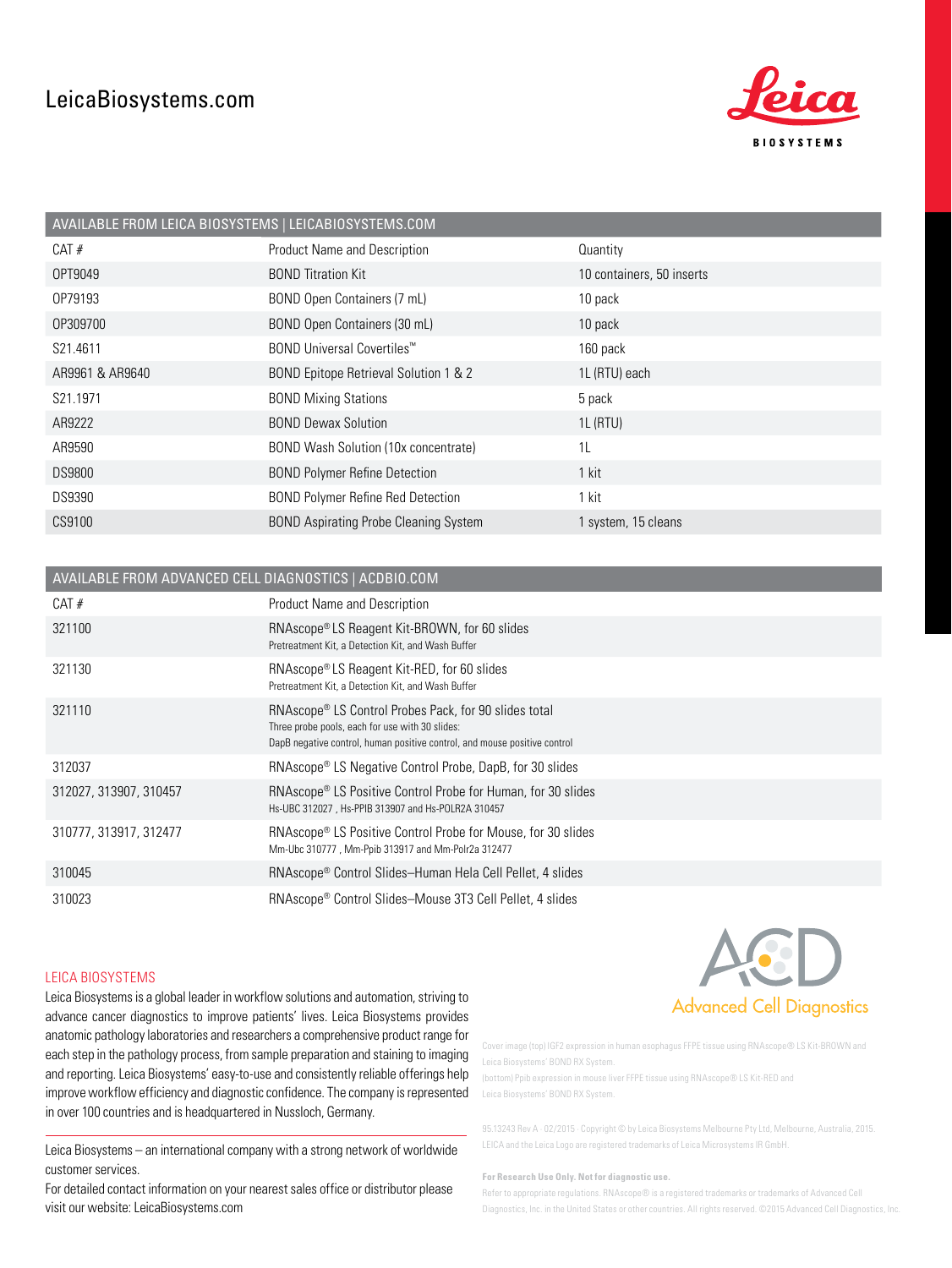LeicaBiosystems.com

| AVAILABLE FROM LEICA BIOSYSTEMS \| LEICABIOSYSTEMS.COM | | |
|---|---|---|
| CAT # | Product Name and Description | Quantity |
| OPT9049 | BOND Titration Kit | 10 containers, 50 inserts |
| OP79193 | BOND Open Containers (7 mL) | 10 pack |
| OP309700 | BOND Open Containers (30 mL) | 10 pack |
| S21.4611 | BOND Universal Covertiles™ | 160 pack |
| AR9961 & AR9640 | BOND Epitope Retrieval Solution 1 & 2 | 1L (RTU) each |
| S21.1971 | BOND Mixing Stations | 5 pack |
| AR9222 | BOND Dewax Solution | 1L (RTU) |
| AR9590 | BOND Wash Solution (10x concentrate) | 1L |
| DS9800 | BOND Polymer Refine Detection | 1 kit |
| DS9390 | BOND Polymer Refine Red Detection | 1 kit |
| CS9100 | BOND Aspirating Probe Cleaning System | 1 system, 15 cleans |

| AVAILABLE FROM ADVANCED CELL DIAGNOSTICS \| ACDBIO.COM | |
|---|---|
| CAT # | Product Name and Description |
| 321100 | RNAscope® LS Reagent Kit-BROWN, for 60 slides<br>Pretreatment Kit, a Detection Kit, and Wash Buffer |
| 321130 | RNAscope® LS Reagent Kit-RED, for 60 slides<br>Pretreatment Kit, a Detection Kit, and Wash Buffer |
| 321110 | RNAscope® LS Control Probes Pack, for 90 slides total<br>Three probe pools, each for use with 30 slides:<br>DapB negative control, human positive control, and mouse positive control |
| 312037 | RNAscope® LS Negative Control Probe, DapB, for 30 slides |
| 312027, 313907, 310457 | RNAscope® LS Positive Control Probe for Human, for 30 slides<br>Hs-UBC 312027 , Hs-PPIB 313907 and Hs-POLR2A 310457 |
| 310777, 313917, 312477 | RNAscope® LS Positive Control Probe for Mouse, for 30 slides<br>Mm-Ubc 310777 , Mm-Ppib 313917 and Mm-Polr2a 312477 |
| 310045 | RNAscope® Control Slides–Human Hela Cell Pellet, 4 slides |
| 310023 | RNAscope® Control Slides–Mouse 3T3 Cell Pellet, 4 slides |

## LEICA BIOSYSTEMS

Leica Biosystems is a global leader in workflow solutions and automation, striving to advance cancer diagnostics to improve patients' lives. Leica Biosystems provides anatomic pathology laboratories and researchers a comprehensive product range for each step in the pathology process, from sample preparation and staining to imaging and reporting. Leica Biosystems' easy-to-use and consistently reliable offerings help improve workflow efficiency and diagnostic confidence. The company is represented in over 100 countries and is headquartered in Nussloch, Germany.

Leica Biosystems – an international company with a strong network of worldwide customer services.
For detailed contact information on your nearest sales office or distributor please visit our website: LeicaBiosystems.com

Advanced Cell Diagnostics

Cover image (top) IGF2 expression in human esophagus FFPE tissue using RNAscope® LS Kit-BROWN and Leica Biosystems' BOND RX System.
(bottom) Ppib expression in mouse liver FFPE tissue using RNAscope® LS Kit-RED and Leica Biosystems' BOND RX System.

95.13243 Rev A · 02/2015 · Copyright © by Leica Biosystems Melbourne Pty Ltd, Melbourne, Australia, 2015. LEICA and the Leica Logo are registered trademarks of Leica Microsystems IR GmbH.

**For Research Use Only. Not for diagnostic use.**
Refer to appropriate regulations. RNAscope® is a registered trademarks or trademarks of Advanced Cell Diagnostics, Inc. in the United States or other countries. All rights reserved. ©2015 Advanced Cell Diagnostics, Inc.